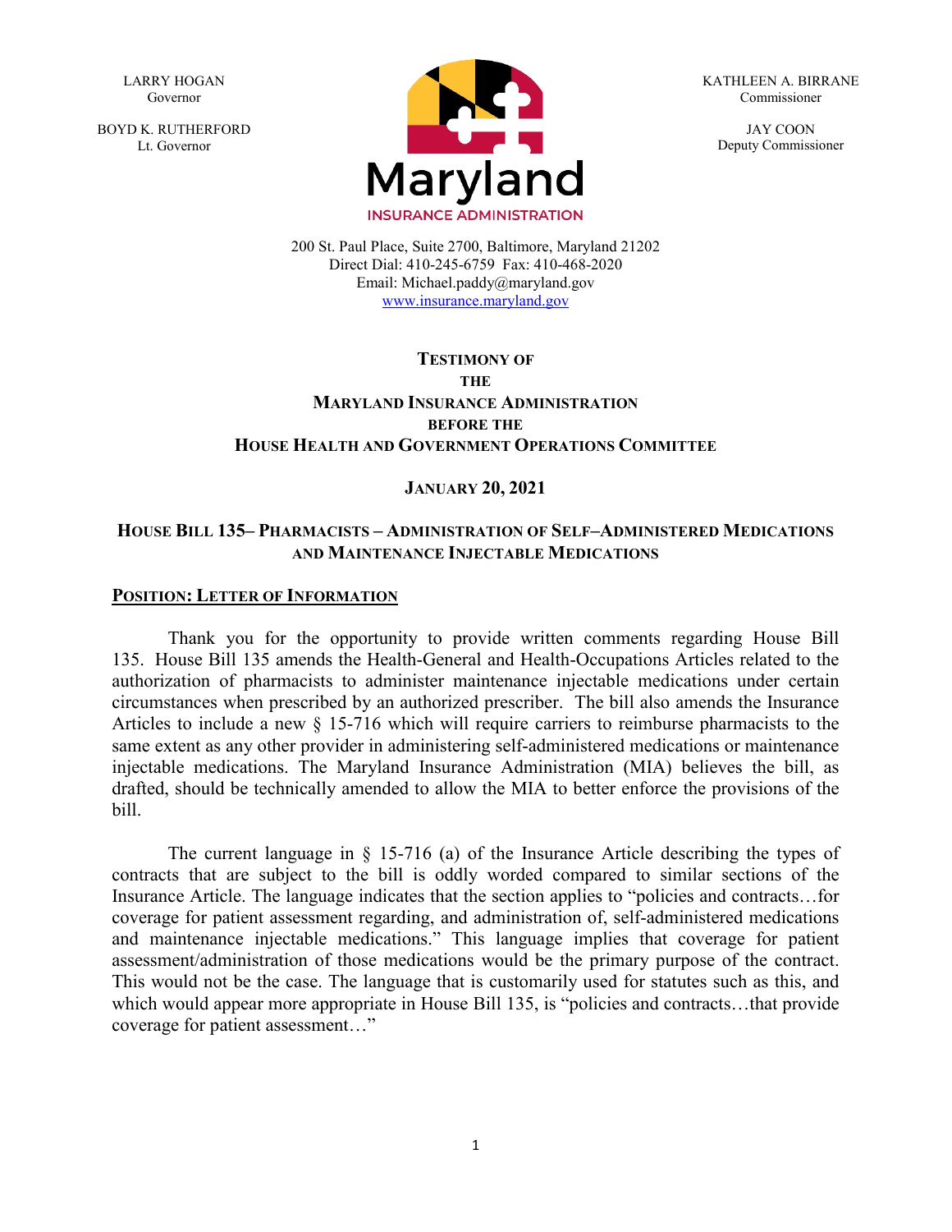LARRY HOGAN
Governor

BOYD K. RUTHERFORD
Lt. Governor

Maryland
INSURANCE ADMINISTRATION

KATHLEEN A. BIRRANE
Commissioner

JAY COON
Deputy Commissioner

200 St. Paul Place, Suite 2700, Baltimore, Maryland 21202
Direct Dial: 410-245-6759 Fax: 410-468-2020
Email: Michael.paddy@maryland.gov
www.insurance.maryland.gov

# TESTIMONY OF THE MARYLAND INSURANCE ADMINISTRATION BEFORE THE HOUSE HEALTH AND GOVERNMENT OPERATIONS COMMITTEE

**JANUARY 20, 2021**

## HOUSE BILL 135– PHARMACISTS – ADMINISTRATION OF SELF–ADMINISTERED MEDICATIONS AND MAINTENANCE INJECTABLE MEDICATIONS

**POSITION: LETTER OF INFORMATION**

Thank you for the opportunity to provide written comments regarding House Bill 135. House Bill 135 amends the Health-General and Health-Occupations Articles related to the authorization of pharmacists to administer maintenance injectable medications under certain circumstances when prescribed by an authorized prescriber. The bill also amends the Insurance Articles to include a new § 15-716 which will require carriers to reimburse pharmacists to the same extent as any other provider in administering self-administered medications or maintenance injectable medications. The Maryland Insurance Administration (MIA) believes the bill, as drafted, should be technically amended to allow the MIA to better enforce the provisions of the bill.

The current language in § 15-716 (a) of the Insurance Article describing the types of contracts that are subject to the bill is oddly worded compared to similar sections of the Insurance Article. The language indicates that the section applies to "policies and contracts…for coverage for patient assessment regarding, and administration of, self-administered medications and maintenance injectable medications." This language implies that coverage for patient assessment/administration of those medications would be the primary purpose of the contract. This would not be the case. The language that is customarily used for statutes such as this, and which would appear more appropriate in House Bill 135, is "policies and contracts…that provide coverage for patient assessment…"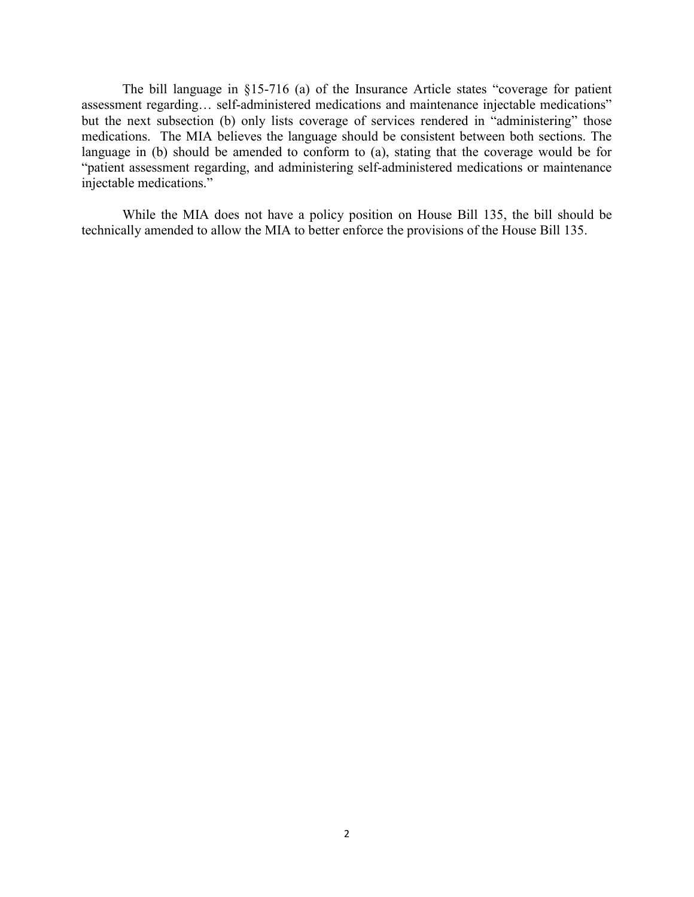The bill language in §15-716 (a) of the Insurance Article states "coverage for patient assessment regarding… self-administered medications and maintenance injectable medications" but the next subsection (b) only lists coverage of services rendered in "administering" those medications. The MIA believes the language should be consistent between both sections. The language in (b) should be amended to conform to (a), stating that the coverage would be for "patient assessment regarding, and administering self-administered medications or maintenance injectable medications."

While the MIA does not have a policy position on House Bill 135, the bill should be technically amended to allow the MIA to better enforce the provisions of the House Bill 135.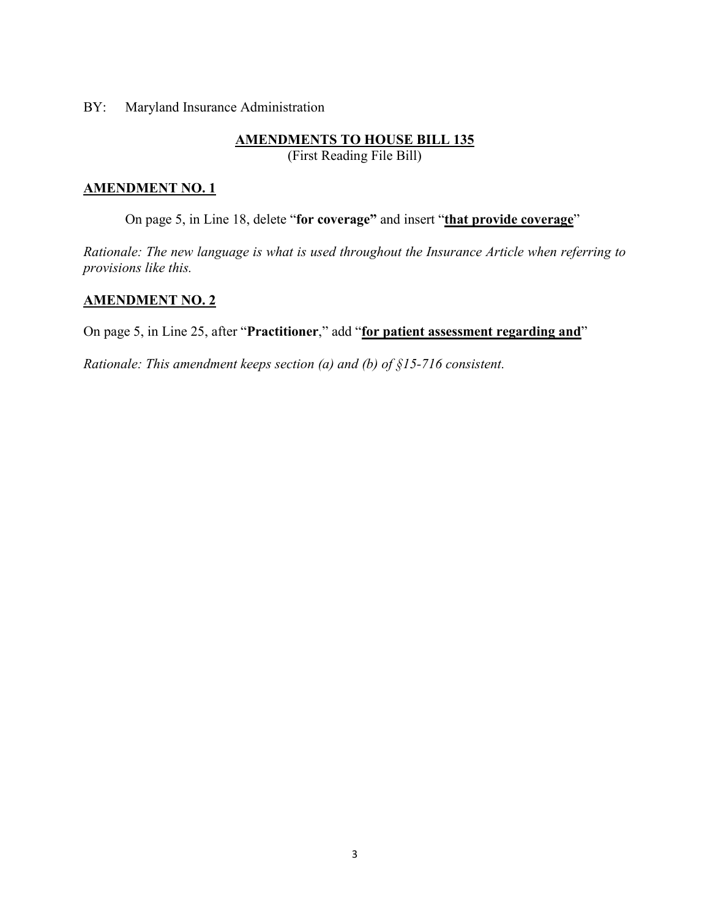BY: Maryland Insurance Administration

**AMENDMENTS TO HOUSE BILL 135**
(First Reading File Bill)

**AMENDMENT NO. 1**

On page 5, in Line 18, delete "**for coverage"** and insert "**<u>that provide coverage</u>**"

*Rationale: The new language is what is used throughout the Insurance Article when referring to provisions like this.*

**AMENDMENT NO. 2**

On page 5, in Line 25, after "**Practitioner**," add "**<u>for patient assessment regarding and</u>**"

*Rationale: This amendment keeps section (a) and (b) of §15-716 consistent.*